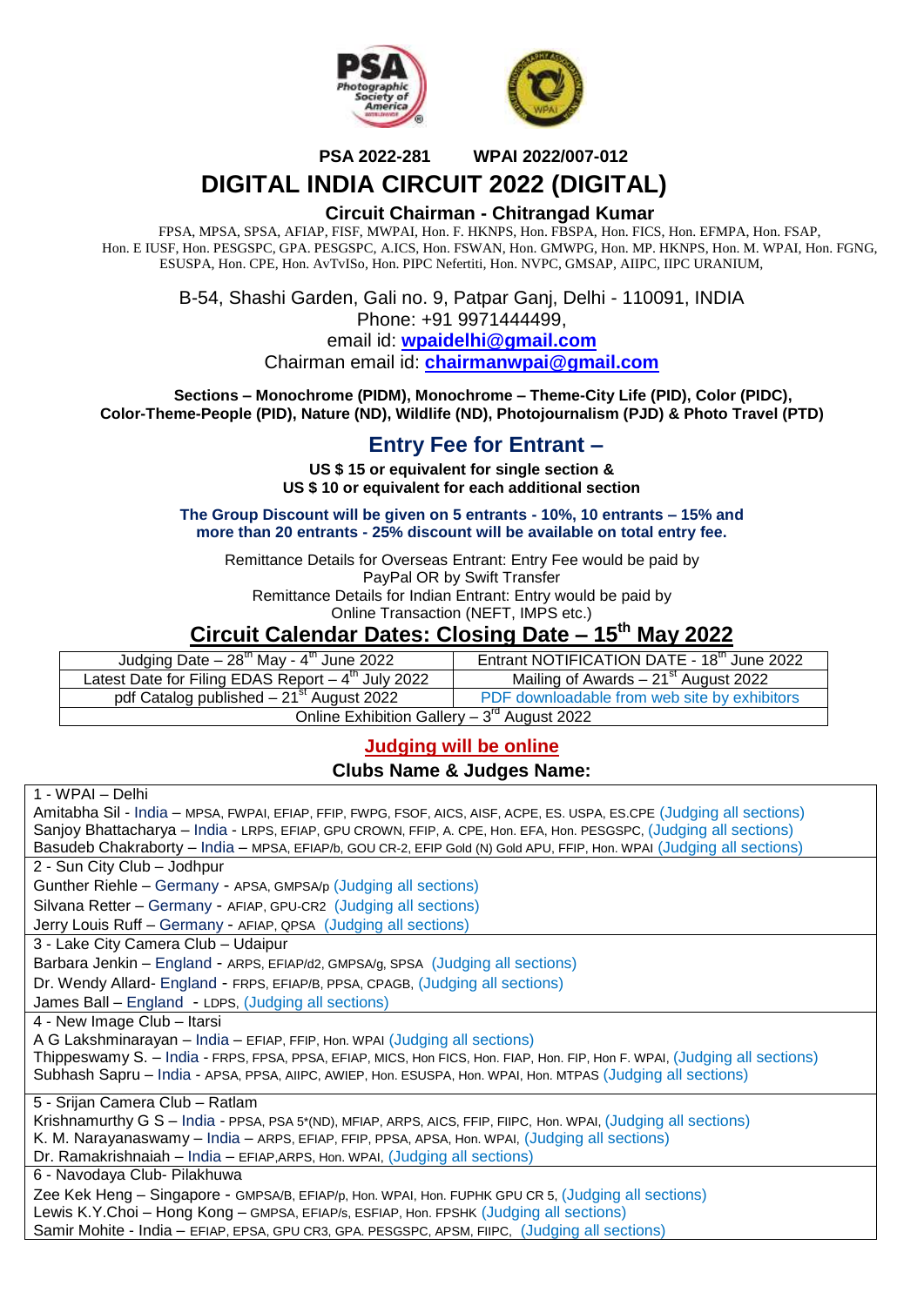**PSA 2022-281 WPAI 2022/007-012**

# DIGITAL INDIA CIRCUIT 2022 (DIGITAL)

## Circuit Chairman - Chitrangad Kumar

FPSA, MPSA, SPSA, AFIAP, FISF, MWPAI, Hon. F. HKNPS, Hon. FBSPA, Hon. FICS, Hon. EFMPA, Hon. FSAP, Hon. E IUSF, Hon. PESGSPC, GPA. PESGSPC, A.ICS, Hon. FSWAN, Hon. GMWPG, Hon. MP. HKNPS, Hon. M. WPAI, Hon. FGNG, ESUSPA, Hon. CPE, Hon. AvTvISo, Hon. PIPC Nefertiti, Hon. NVPC, GMSAP, AIIPC, IIPC URANIUM,

B-54, Shashi Garden, Gali no. 9, Patpar Ganj, Delhi - 110091, INDIA
Phone: +91 9971444499,
email id: **wpaidelhi@gmail.com**
Chairman email id: **chairmanwpai@gmail.com**

**Sections – Monochrome (PIDM), Monochrome – Theme-City Life (PID), Color (PIDC), Color-Theme-People (PID), Nature (ND), Wildlife (ND), Photojournalism (PJD) & Photo Travel (PTD)**

## Entry Fee for Entrant –

**US $ 15 or equivalent for single section &**
**US $ 10 or equivalent for each additional section**

**The Group Discount will be given on 5 entrants - 10%, 10 entrants – 15% and more than 20 entrants - 25% discount will be available on total entry fee.**

Remittance Details for Overseas Entrant: Entry Fee would be paid by PayPal OR by Swift Transfer
Remittance Details for Indian Entrant: Entry would be paid by Online Transaction (NEFT, IMPS etc.)

## Circuit Calendar Dates: Closing Date – 15th May 2022

| Judging Date – 28th May - 4th June 2022 | Entrant NOTIFICATION DATE - 18th June 2022 |
|---|---|
| Latest Date for Filing EDAS Report – 4th July 2022 | Mailing of Awards – 21st August 2022 |
| pdf Catalog published – 21st August 2022 | PDF downloadable from web site by exhibitors |
| Online Exhibition Gallery – 3rd August 2022 | |

**Judging will be online**

### Clubs Name & Judges Name:

**1 - WPAI – Delhi**
Amitabha Sil - India – MPSA, FWPAI, EFIAP, FFIP, FWPG, FSOF, AICS, AISF, ACPE, ES. USPA, ES.CPE (Judging all sections)
Sanjoy Bhattacharya – India - LRPS, EFIAP, GPU CROWN, FFIP, A. CPE, Hon. EFA, Hon. PESGSPC, (Judging all sections)
Basudeb Chakraborty – India – MPSA, EFIAP/b, GOU CR-2, EFIP Gold (N) Gold APU, FFIP, Hon. WPAI (Judging all sections)

**2 - Sun City Club – Jodhpur**
Gunther Riehle – Germany - APSA, GMPSA/p (Judging all sections)
Silvana Retter – Germany - AFIAP, GPU-CR2 (Judging all sections)
Jerry Louis Ruff – Germany - AFIAP, QPSA (Judging all sections)

**3 - Lake City Camera Club – Udaipur**
Barbara Jenkin – England - ARPS, EFIAP/d2, GMPSA/g, SPSA (Judging all sections)
Dr. Wendy Allard- England - FRPS, EFIAP/B, PPSA, CPAGB, (Judging all sections)
James Ball – England - LDPS, (Judging all sections)

**4 - New Image Club – Itarsi**
A G Lakshminarayan – India – EFIAP, FFIP, Hon. WPAI (Judging all sections)
Thippeswamy S. – India - FRPS, FPSA, PPSA, EFIAP, MICS, Hon FICS, Hon. FIAP, Hon. FIP, Hon F. WPAI, (Judging all sections)
Subhash Sapru – India - APSA, PPSA, AIIPC, AWIEP, Hon. ESUSPA, Hon. WPAI, Hon. MTPAS (Judging all sections)

**5 - Srijan Camera Club – Ratlam**
Krishnamurthy G S – India - PPSA, PSA 5*(ND), MFIAP, ARPS, AICS, FFIP, FIIPC, Hon. WPAI, (Judging all sections)
K. M. Narayanaswamy – India – ARPS, EFIAP, FFIP, PPSA, APSA, Hon. WPAI, (Judging all sections)
Dr. Ramakrishnaiah – India – EFIAP,ARPS, Hon. WPAI, (Judging all sections)

**6 - Navodaya Club- Pilakhuwa**
Zee Kek Heng – Singapore - GMPSA/B, EFIAP/p, Hon. WPAI, Hon. FUPHK GPU CR 5, (Judging all sections)
Lewis K.Y.Choi – Hong Kong – GMPSA, EFIAP/s, ESFIAP, Hon. FPSHK (Judging all sections)
Samir Mohite - India – EFIAP, EPSA, GPU CR3, GPA. PESGSPC, APSM, FIIPC, (Judging all sections)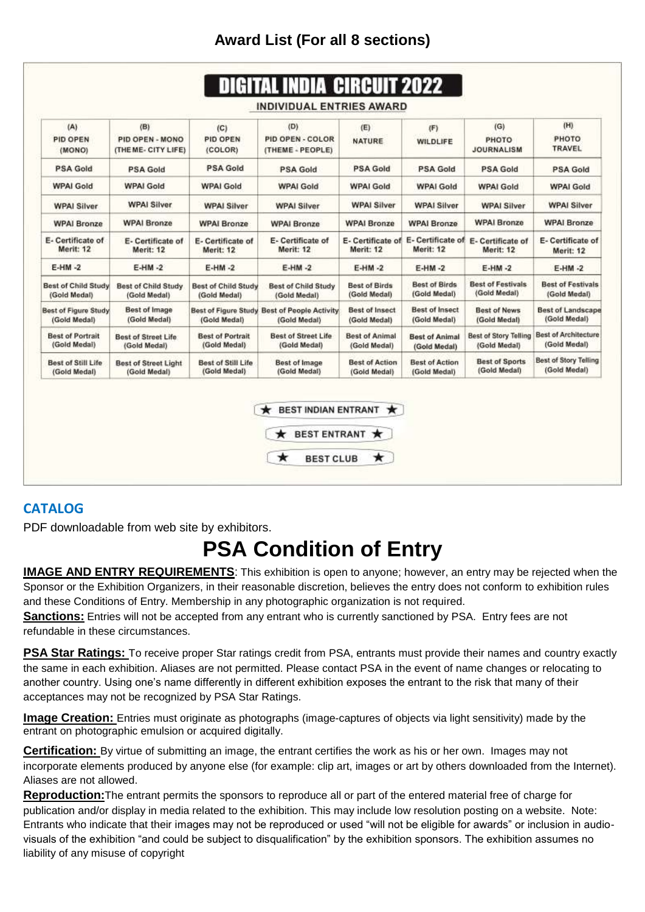## Award List (For all 8 sections)

# DIGITAL INDIA CIRCUIT 2022

### INDIVIDUAL ENTRIES AWARD

| (A) PID OPEN (MONO) | (B) PID OPEN - MONO (THEME- CITY LIFE) | (C) PID OPEN (COLOR) | (D) PID OPEN - COLOR (THEME - PEOPLE) | (E) NATURE | (F) WILDLIFE | (G) PHOTO JOURNALISM | (H) PHOTO TRAVEL |
|---|---|---|---|---|---|---|---|
| PSA Gold | PSA Gold | PSA Gold | PSA Gold | PSA Gold | PSA Gold | PSA Gold | PSA Gold |
| WPAI Gold | WPAI Gold | WPAI Gold | WPAI Gold | WPAI Gold | WPAI Gold | WPAI Gold | WPAI Gold |
| WPAI Silver | WPAI Silver | WPAI Silver | WPAI Silver | WPAI Silver | WPAI Silver | WPAI Silver | WPAI Silver |
| WPAI Bronze | WPAI Bronze | WPAI Bronze | WPAI Bronze | WPAI Bronze | WPAI Bronze | WPAI Bronze | WPAI Bronze |
| E- Certificate of Merit: 12 | E- Certificate of Merit: 12 | E- Certificate of Merit: 12 | E- Certificate of Merit: 12 | E- Certificate of Merit: 12 | E- Certificate of Merit: 12 | E- Certificate of Merit: 12 | E- Certificate of Merit: 12 |
| E-HM -2 | E-HM -2 | E-HM -2 | E-HM -2 | E-HM -2 | E-HM -2 | E-HM -2 | E-HM -2 |
| Best of Child Study (Gold Medal) | Best of Child Study (Gold Medal) | Best of Child Study (Gold Medal) | Best of Child Study (Gold Medal) | Best of Birds (Gold Medal) | Best of Birds (Gold Medal) | Best of Festivals (Gold Medal) | Best of Festivals (Gold Medal) |
| Best of Figure Study (Gold Medal) | Best of Image (Gold Medal) | Best of Figure Study (Gold Medal) | Best of People Activity (Gold Medal) | Best of Insect (Gold Medal) | Best of Insect (Gold Medal) | Best of News (Gold Medal) | Best of Landscape (Gold Medal) |
| Best of Portrait (Gold Medal) | Best of Street Life (Gold Medal) | Best of Portrait (Gold Medal) | Best of Street Life (Gold Medal) | Best of Animal (Gold Medal) | Best of Animal (Gold Medal) | Best of Story Telling (Gold Medal) | Best of Architecture (Gold Medal) |
| Best of Still Life (Gold Medal) | Best of Street Light (Gold Medal) | Best of Still Life (Gold Medal) | Best of Image (Gold Medal) | Best of Action (Gold Medal) | Best of Action (Gold Medal) | Best of Sports (Gold Medal) | Best of Story Telling (Gold Medal) |

★ BEST INDIAN ENTRANT ★

★ BEST ENTRANT ★

★ BEST CLUB ★

## CATALOG

PDF downloadable from web site by exhibitors.

# PSA Condition of Entry

**IMAGE AND ENTRY REQUIREMENTS**: This exhibition is open to anyone; however, an entry may be rejected when the Sponsor or the Exhibition Organizers, in their reasonable discretion, believes the entry does not conform to exhibition rules and these Conditions of Entry. Membership in any photographic organization is not required.

**Sanctions:** Entries will not be accepted from any entrant who is currently sanctioned by PSA. Entry fees are not refundable in these circumstances.

**PSA Star Ratings:** To receive proper Star ratings credit from PSA, entrants must provide their names and country exactly the same in each exhibition. Aliases are not permitted. Please contact PSA in the event of name changes or relocating to another country. Using one's name differently in different exhibition exposes the entrant to the risk that many of their acceptances may not be recognized by PSA Star Ratings.

**Image Creation:** Entries must originate as photographs (image-captures of objects via light sensitivity) made by the entrant on photographic emulsion or acquired digitally.

**Certification:** By virtue of submitting an image, the entrant certifies the work as his or her own. Images may not incorporate elements produced by anyone else (for example: clip art, images or art by others downloaded from the Internet). Aliases are not allowed.

**Reproduction:** The entrant permits the sponsors to reproduce all or part of the entered material free of charge for publication and/or display in media related to the exhibition. This may include low resolution posting on a website. Note: Entrants who indicate that their images may not be reproduced or used "will not be eligible for awards" or inclusion in audio-visuals of the exhibition "and could be subject to disqualification" by the exhibition sponsors. The exhibition assumes no liability of any misuse of copyright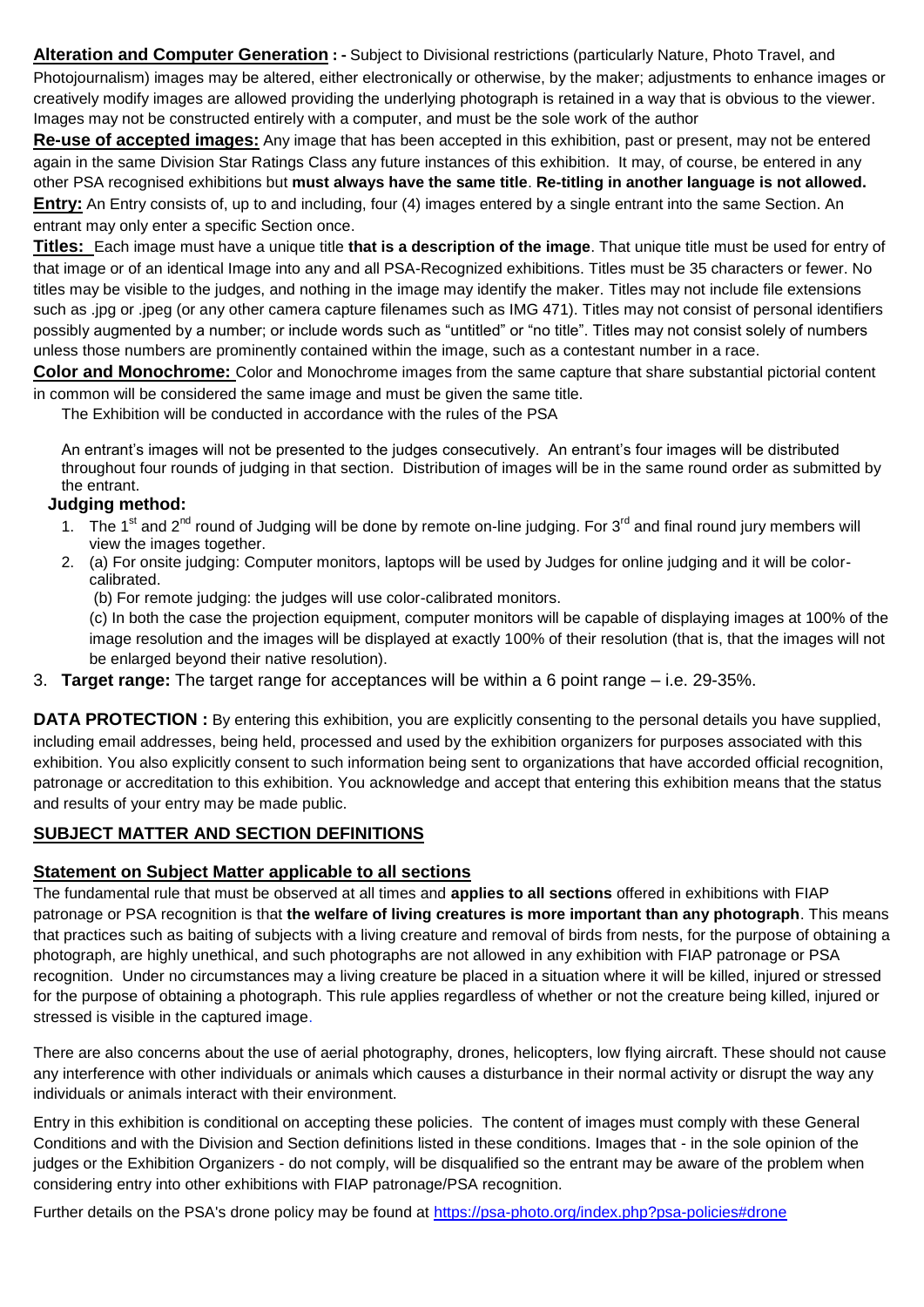**Alteration and Computer Generation : -** Subject to Divisional restrictions (particularly Nature, Photo Travel, and Photojournalism) images may be altered, either electronically or otherwise, by the maker; adjustments to enhance images or creatively modify images are allowed providing the underlying photograph is retained in a way that is obvious to the viewer. Images may not be constructed entirely with a computer, and must be the sole work of the author

**Re-use of accepted images:** Any image that has been accepted in this exhibition, past or present, may not be entered again in the same Division Star Ratings Class any future instances of this exhibition. It may, of course, be entered in any other PSA recognised exhibitions but **must always have the same title**. **Re-titling in another language is not allowed.**

**Entry:** An Entry consists of, up to and including, four (4) images entered by a single entrant into the same Section. An entrant may only enter a specific Section once.

**Titles:** Each image must have a unique title **that is a description of the image**. That unique title must be used for entry of that image or of an identical Image into any and all PSA-Recognized exhibitions. Titles must be 35 characters or fewer. No titles may be visible to the judges, and nothing in the image may identify the maker. Titles may not include file extensions such as .jpg or .jpeg (or any other camera capture filenames such as IMG 471). Titles may not consist of personal identifiers possibly augmented by a number; or include words such as "untitled" or "no title". Titles may not consist solely of numbers unless those numbers are prominently contained within the image, such as a contestant number in a race.

**Color and Monochrome:** Color and Monochrome images from the same capture that share substantial pictorial content in common will be considered the same image and must be given the same title.

The Exhibition will be conducted in accordance with the rules of the PSA

An entrant's images will not be presented to the judges consecutively. An entrant's four images will be distributed throughout four rounds of judging in that section. Distribution of images will be in the same round order as submitted by the entrant.

**Judging method:**

1. The 1st and 2nd round of Judging will be done by remote on-line judging. For 3rd and final round jury members will view the images together.
2. (a) For onsite judging: Computer monitors, laptops will be used by Judges for online judging and it will be color-calibrated.

   (b) For remote judging: the judges will use color-calibrated monitors.

   (c) In both the case the projection equipment, computer monitors will be capable of displaying images at 100% of the image resolution and the images will be displayed at exactly 100% of their resolution (that is, that the images will not be enlarged beyond their native resolution).
3. **Target range:** The target range for acceptances will be within a 6 point range – i.e. 29-35%.

**DATA PROTECTION :** By entering this exhibition, you are explicitly consenting to the personal details you have supplied, including email addresses, being held, processed and used by the exhibition organizers for purposes associated with this exhibition. You also explicitly consent to such information being sent to organizations that have accorded official recognition, patronage or accreditation to this exhibition. You acknowledge and accept that entering this exhibition means that the status and results of your entry may be made public.

## SUBJECT MATTER AND SECTION DEFINITIONS

### Statement on Subject Matter applicable to all sections

The fundamental rule that must be observed at all times and **applies to all sections** offered in exhibitions with FIAP patronage or PSA recognition is that **the welfare of living creatures is more important than any photograph**. This means that practices such as baiting of subjects with a living creature and removal of birds from nests, for the purpose of obtaining a photograph, are highly unethical, and such photographs are not allowed in any exhibition with FIAP patronage or PSA recognition. Under no circumstances may a living creature be placed in a situation where it will be killed, injured or stressed for the purpose of obtaining a photograph. This rule applies regardless of whether or not the creature being killed, injured or stressed is visible in the captured image.

There are also concerns about the use of aerial photography, drones, helicopters, low flying aircraft. These should not cause any interference with other individuals or animals which causes a disturbance in their normal activity or disrupt the way any individuals or animals interact with their environment.

Entry in this exhibition is conditional on accepting these policies. The content of images must comply with these General Conditions and with the Division and Section definitions listed in these conditions. Images that - in the sole opinion of the judges or the Exhibition Organizers - do not comply, will be disqualified so the entrant may be aware of the problem when considering entry into other exhibitions with FIAP patronage/PSA recognition.

Further details on the PSA's drone policy may be found at https://psa-photo.org/index.php?psa-policies#drone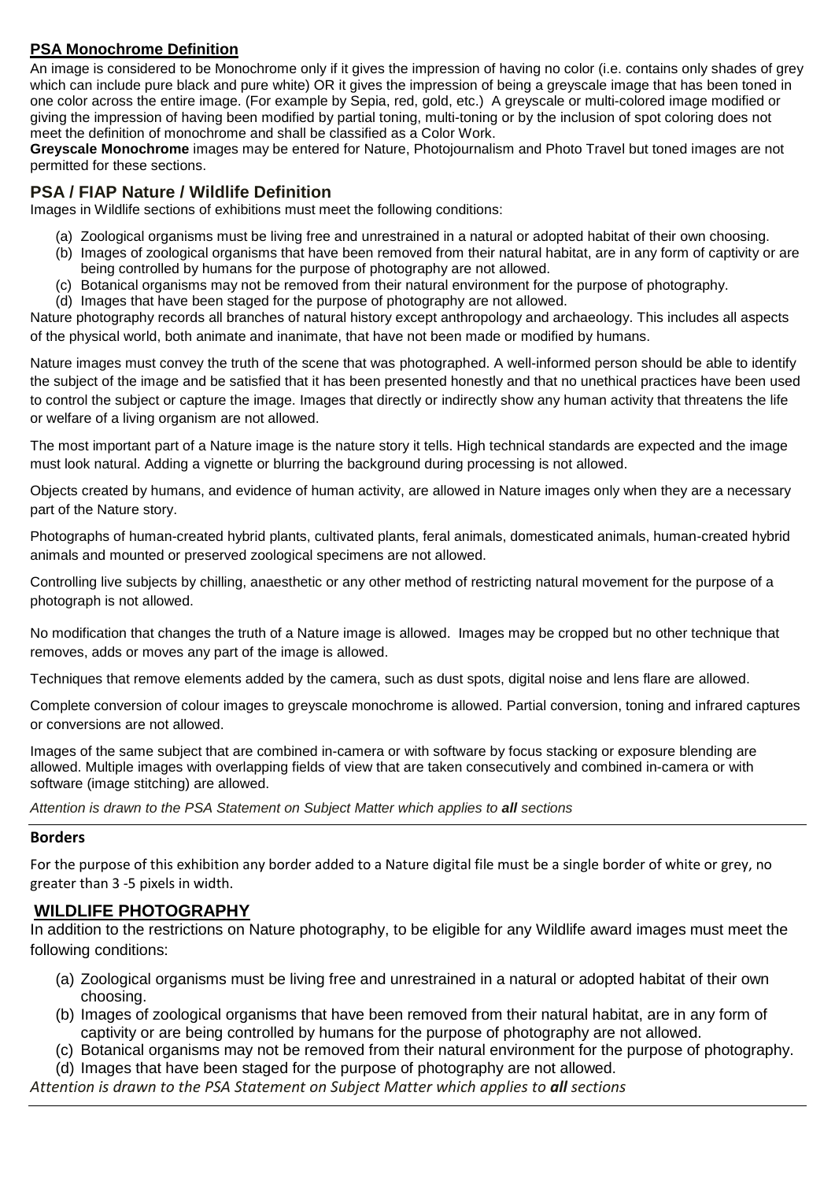## PSA Monochrome Definition

An image is considered to be Monochrome only if it gives the impression of having no color (i.e. contains only shades of grey which can include pure black and pure white) OR it gives the impression of being a greyscale image that has been toned in one color across the entire image. (For example by Sepia, red, gold, etc.) A greyscale or multi-colored image modified or giving the impression of having been modified by partial toning, multi-toning or by the inclusion of spot coloring does not meet the definition of monochrome and shall be classified as a Color Work.

**Greyscale Monochrome** images may be entered for Nature, Photojournalism and Photo Travel but toned images are not permitted for these sections.

## PSA / FIAP Nature / Wildlife Definition

Images in Wildlife sections of exhibitions must meet the following conditions:

(a) Zoological organisms must be living free and unrestrained in a natural or adopted habitat of their own choosing.
(b) Images of zoological organisms that have been removed from their natural habitat, are in any form of captivity or are being controlled by humans for the purpose of photography are not allowed.
(c) Botanical organisms may not be removed from their natural environment for the purpose of photography.
(d) Images that have been staged for the purpose of photography are not allowed.

Nature photography records all branches of natural history except anthropology and archaeology. This includes all aspects of the physical world, both animate and inanimate, that have not been made or modified by humans.

Nature images must convey the truth of the scene that was photographed. A well-informed person should be able to identify the subject of the image and be satisfied that it has been presented honestly and that no unethical practices have been used to control the subject or capture the image. Images that directly or indirectly show any human activity that threatens the life or welfare of a living organism are not allowed.

The most important part of a Nature image is the nature story it tells. High technical standards are expected and the image must look natural. Adding a vignette or blurring the background during processing is not allowed.

Objects created by humans, and evidence of human activity, are allowed in Nature images only when they are a necessary part of the Nature story.

Photographs of human-created hybrid plants, cultivated plants, feral animals, domesticated animals, human-created hybrid animals and mounted or preserved zoological specimens are not allowed.

Controlling live subjects by chilling, anaesthetic or any other method of restricting natural movement for the purpose of a photograph is not allowed.

No modification that changes the truth of a Nature image is allowed. Images may be cropped but no other technique that removes, adds or moves any part of the image is allowed.

Techniques that remove elements added by the camera, such as dust spots, digital noise and lens flare are allowed.

Complete conversion of colour images to greyscale monochrome is allowed. Partial conversion, toning and infrared captures or conversions are not allowed.

Images of the same subject that are combined in-camera or with software by focus stacking or exposure blending are allowed. Multiple images with overlapping fields of view that are taken consecutively and combined in-camera or with software (image stitching) are allowed.

*Attention is drawn to the PSA Statement on Subject Matter which applies to **all** sections*

### Borders

For the purpose of this exhibition any border added to a Nature digital file must be a single border of white or grey, no greater than 3 -5 pixels in width.

## WILDLIFE PHOTOGRAPHY

In addition to the restrictions on Nature photography, to be eligible for any Wildlife award images must meet the following conditions:

(a) Zoological organisms must be living free and unrestrained in a natural or adopted habitat of their own choosing.
(b) Images of zoological organisms that have been removed from their natural habitat, are in any form of captivity or are being controlled by humans for the purpose of photography are not allowed.
(c) Botanical organisms may not be removed from their natural environment for the purpose of photography.
(d) Images that have been staged for the purpose of photography are not allowed.

*Attention is drawn to the PSA Statement on Subject Matter which applies to **all** sections*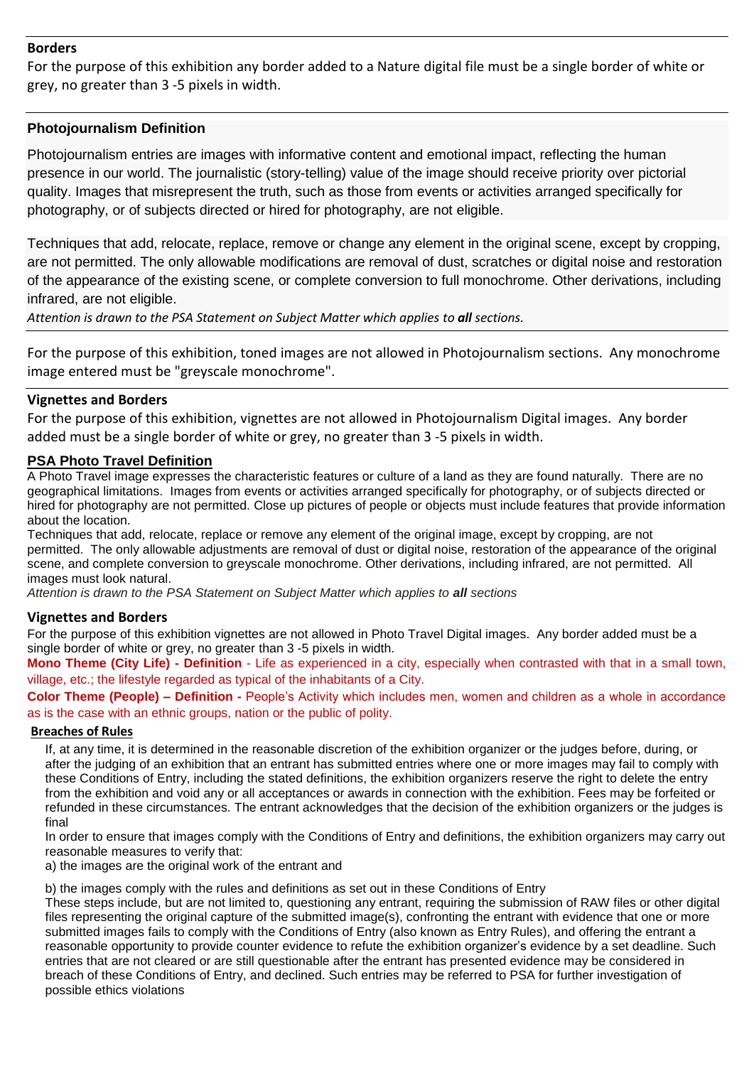### Borders

For the purpose of this exhibition any border added to a Nature digital file must be a single border of white or grey, no greater than 3 -5 pixels in width.

### Photojournalism Definition

Photojournalism entries are images with informative content and emotional impact, reflecting the human presence in our world. The journalistic (story-telling) value of the image should receive priority over pictorial quality. Images that misrepresent the truth, such as those from events or activities arranged specifically for photography, or of subjects directed or hired for photography, are not eligible.

Techniques that add, relocate, replace, remove or change any element in the original scene, except by cropping, are not permitted. The only allowable modifications are removal of dust, scratches or digital noise and restoration of the appearance of the existing scene, or complete conversion to full monochrome. Other derivations, including infrared, are not eligible.

*Attention is drawn to the PSA Statement on Subject Matter which applies to **all** sections.*

For the purpose of this exhibition, toned images are not allowed in Photojournalism sections. Any monochrome image entered must be "greyscale monochrome".

### Vignettes and Borders

For the purpose of this exhibition, vignettes are not allowed in Photojournalism Digital images. Any border added must be a single border of white or grey, no greater than 3 -5 pixels in width.

### PSA Photo Travel Definition

A Photo Travel image expresses the characteristic features or culture of a land as they are found naturally. There are no geographical limitations. Images from events or activities arranged specifically for photography, or of subjects directed or hired for photography are not permitted. Close up pictures of people or objects must include features that provide information about the location.

Techniques that add, relocate, replace or remove any element of the original image, except by cropping, are not permitted. The only allowable adjustments are removal of dust or digital noise, restoration of the appearance of the original scene, and complete conversion to greyscale monochrome. Other derivations, including infrared, are not permitted. All images must look natural.

*Attention is drawn to the PSA Statement on Subject Matter which applies to **all** sections*

### Vignettes and Borders

For the purpose of this exhibition vignettes are not allowed in Photo Travel Digital images. Any border added must be a single border of white or grey, no greater than 3 -5 pixels in width.

**Mono Theme (City Life) - Definition** - Life as experienced in a city, especially when contrasted with that in a small town, village, etc.; the lifestyle regarded as typical of the inhabitants of a City.

**Color Theme (People) – Definition -** People's Activity which includes men, women and children as a whole in accordance as is the case with an ethnic groups, nation or the public of polity.

### Breaches of Rules

If, at any time, it is determined in the reasonable discretion of the exhibition organizer or the judges before, during, or after the judging of an exhibition that an entrant has submitted entries where one or more images may fail to comply with these Conditions of Entry, including the stated definitions, the exhibition organizers reserve the right to delete the entry from the exhibition and void any or all acceptances or awards in connection with the exhibition. Fees may be forfeited or refunded in these circumstances. The entrant acknowledges that the decision of the exhibition organizers or the judges is final

In order to ensure that images comply with the Conditions of Entry and definitions, the exhibition organizers may carry out reasonable measures to verify that:

a) the images are the original work of the entrant and

b) the images comply with the rules and definitions as set out in these Conditions of Entry

These steps include, but are not limited to, questioning any entrant, requiring the submission of RAW files or other digital files representing the original capture of the submitted image(s), confronting the entrant with evidence that one or more submitted images fails to comply with the Conditions of Entry (also known as Entry Rules), and offering the entrant a reasonable opportunity to provide counter evidence to refute the exhibition organizer's evidence by a set deadline. Such entries that are not cleared or are still questionable after the entrant has presented evidence may be considered in breach of these Conditions of Entry, and declined. Such entries may be referred to PSA for further investigation of possible ethics violations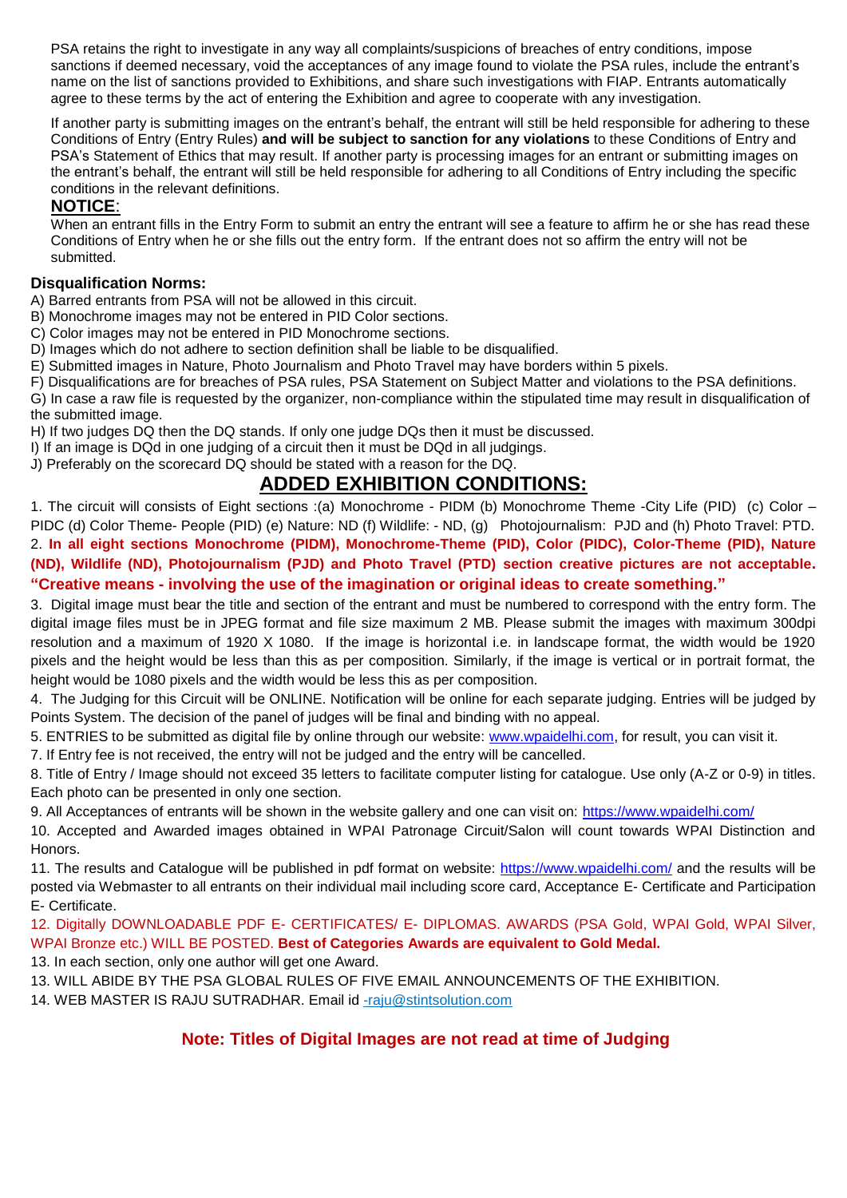PSA retains the right to investigate in any way all complaints/suspicions of breaches of entry conditions, impose sanctions if deemed necessary, void the acceptances of any image found to violate the PSA rules, include the entrant's name on the list of sanctions provided to Exhibitions, and share such investigations with FIAP. Entrants automatically agree to these terms by the act of entering the Exhibition and agree to cooperate with any investigation.

If another party is submitting images on the entrant's behalf, the entrant will still be held responsible for adhering to these Conditions of Entry (Entry Rules) **and will be subject to sanction for any violations** to these Conditions of Entry and PSA's Statement of Ethics that may result. If another party is processing images for an entrant or submitting images on the entrant's behalf, the entrant will still be held responsible for adhering to all Conditions of Entry including the specific conditions in the relevant definitions.

**NOTICE**:

When an entrant fills in the Entry Form to submit an entry the entrant will see a feature to affirm he or she has read these Conditions of Entry when he or she fills out the entry form. If the entrant does not so affirm the entry will not be submitted.

**Disqualification Norms:**

A) Barred entrants from PSA will not be allowed in this circuit.
B) Monochrome images may not be entered in PID Color sections.
C) Color images may not be entered in PID Monochrome sections.
D) Images which do not adhere to section definition shall be liable to be disqualified.
E) Submitted images in Nature, Photo Journalism and Photo Travel may have borders within 5 pixels.
F) Disqualifications are for breaches of PSA rules, PSA Statement on Subject Matter and violations to the PSA definitions.
G) In case a raw file is requested by the organizer, non-compliance within the stipulated time may result in disqualification of the submitted image.
H) If two judges DQ then the DQ stands. If only one judge DQs then it must be discussed.
I) If an image is DQd in one judging of a circuit then it must be DQd in all judgings.
J) Preferably on the scorecard DQ should be stated with a reason for the DQ.

## ADDED EXHIBITION CONDITIONS:

1. The circuit will consists of Eight sections :(a) Monochrome - PIDM (b) Monochrome Theme -City Life (PID) (c) Color – PIDC (d) Color Theme- People (PID) (e) Nature: ND (f) Wildlife: - ND, (g) Photojournalism: PJD and (h) Photo Travel: PTD.

2. **In all eight sections Monochrome (PIDM), Monochrome-Theme (PID), Color (PIDC), Color-Theme (PID), Nature (ND), Wildlife (ND), Photojournalism (PJD) and Photo Travel (PTD) section creative pictures are not acceptable. "Creative means - involving the use of the imagination or original ideas to create something."**

3. Digital image must bear the title and section of the entrant and must be numbered to correspond with the entry form. The digital image files must be in JPEG format and file size maximum 2 MB. Please submit the images with maximum 300dpi resolution and a maximum of 1920 X 1080. If the image is horizontal i.e. in landscape format, the width would be 1920 pixels and the height would be less than this as per composition. Similarly, if the image is vertical or in portrait format, the height would be 1080 pixels and the width would be less this as per composition.

4. The Judging for this Circuit will be ONLINE. Notification will be online for each separate judging. Entries will be judged by Points System. The decision of the panel of judges will be final and binding with no appeal.

5. ENTRIES to be submitted as digital file by online through our website: www.wpaidelhi.com, for result, you can visit it.

7. If Entry fee is not received, the entry will not be judged and the entry will be cancelled.

8. Title of Entry / Image should not exceed 35 letters to facilitate computer listing for catalogue. Use only (A-Z or 0-9) in titles. Each photo can be presented in only one section.

9. All Acceptances of entrants will be shown in the website gallery and one can visit on: https://www.wpaidelhi.com/

10. Accepted and Awarded images obtained in WPAI Patronage Circuit/Salon will count towards WPAI Distinction and Honors.

11. The results and Catalogue will be published in pdf format on website: https://www.wpaidelhi.com/ and the results will be posted via Webmaster to all entrants on their individual mail including score card, Acceptance E- Certificate and Participation E- Certificate.

12. Digitally DOWNLOADABLE PDF E- CERTIFICATES/ E- DIPLOMAS. AWARDS (PSA Gold, WPAI Gold, WPAI Silver, WPAI Bronze etc.) WILL BE POSTED. **Best of Categories Awards are equivalent to Gold Medal.**

13. In each section, only one author will get one Award.

13. WILL ABIDE BY THE PSA GLOBAL RULES OF FIVE EMAIL ANNOUNCEMENTS OF THE EXHIBITION.

14. WEB MASTER IS RAJU SUTRADHAR. Email id -raju@stintsolution.com

**Note: Titles of Digital Images are not read at time of Judging**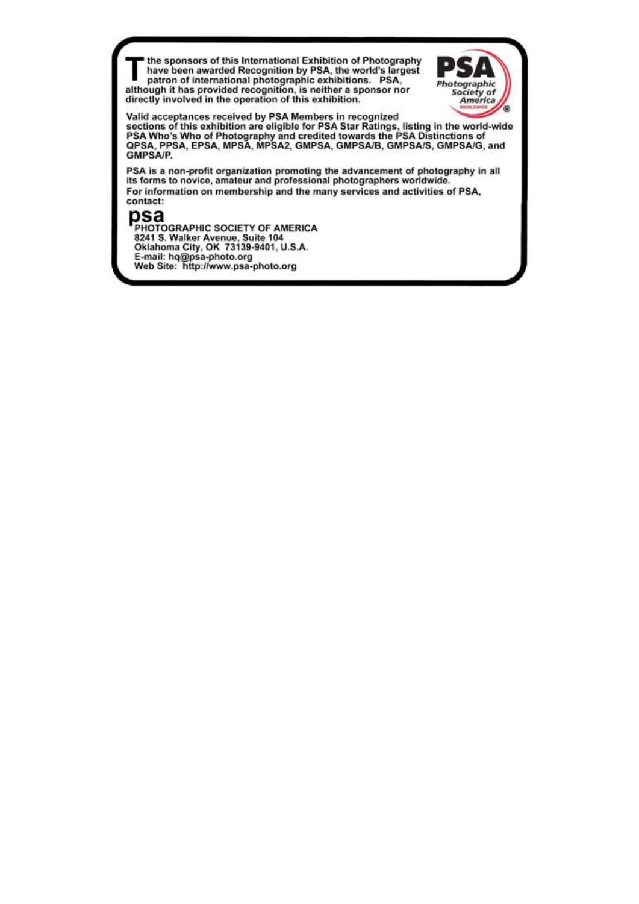The sponsors of this International Exhibition of Photography have been awarded Recognition by PSA, the world's largest patron of international photographic exhibitions. PSA, although it has provided recognition, is neither a sponsor nor directly involved in the operation of this exhibition.

PSA
Photographic Society of America
WORLDWIDE

Valid acceptances received by PSA Members in recognized sections of this exhibition are eligible for PSA Star Ratings, listing in the world-wide PSA Who's Who of Photography and credited towards the PSA Distinctions of QPSA, PPSA, EPSA, MPSA, MPSA2, GMPSA, GMPSA/B, GMPSA/S, GMPSA/G, and GMPSA/P.

PSA is a non-profit organization promoting the advancement of photography in all its forms to novice, amateur and professional photographers worldwide.

For information on membership and the many services and activities of PSA, contact:

**psa**
PHOTOGRAPHIC SOCIETY OF AMERICA
8241 S. Walker Avenue, Suite 104
Oklahoma City, OK 73139-9401, U.S.A.
E-mail: hq@psa-photo.org
Web Site: http://www.psa-photo.org